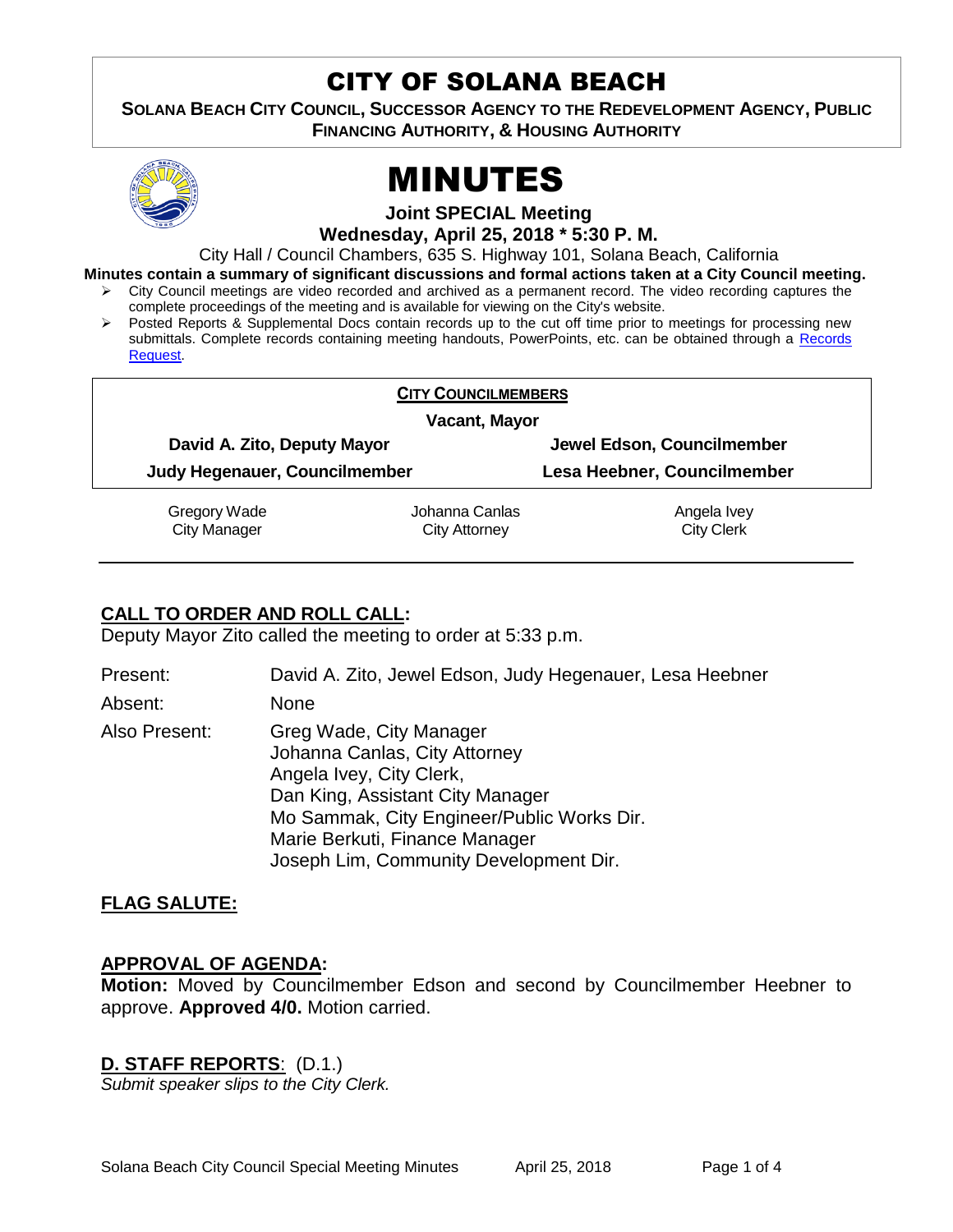# CITY OF SOLANA BEACH

**SOLANA BEACH CITY COUNCIL, SUCCESSOR AGENCY TO THE REDEVELOPMENT AGENCY, PUBLIC FINANCING AUTHORITY, & HOUSING AUTHORITY**

# MINUTES

**Joint SPECIAL Meeting**

**Wednesday, April 25, 2018 * 5:30 P. M.**

City Hall / Council Chambers, 635 S. Highway 101, Solana Beach, California

**Minutes contain a summary of significant discussions and formal actions taken at a City Council meeting.**

- City Council meetings are video recorded and archived as a permanent record. The video recording captures the complete proceedings of the meeting and is available for viewing on the City's website.
- Posted Reports & Supplemental Docs contain records up to the cut off time prior to meetings for processing new submittals. Complete records containing meeting handouts, PowerPoints, etc. can be obtained through a Records Request.

**CITY COUNCILMEMBERS**

**Vacant, Mayor**

| | |
|---|---|
| **David A. Zito, Deputy Mayor** | **Jewel Edson, Councilmember** |
| **Judy Hegenauer, Councilmember** | **Lesa Heebner, Councilmember** |

| | | |
|---|---|---|
| Gregory Wade<br>City Manager | Johanna Canlas<br>City Attorney | Angela Ivey<br>City Clerk |

## CALL TO ORDER AND ROLL CALL:

Deputy Mayor Zito called the meeting to order at 5:33 p.m.

Present: David A. Zito, Jewel Edson, Judy Hegenauer, Lesa Heebner

Absent: None

Also Present: Greg Wade, City Manager
Johanna Canlas, City Attorney
Angela Ivey, City Clerk,
Dan King, Assistant City Manager
Mo Sammak, City Engineer/Public Works Dir.
Marie Berkuti, Finance Manager
Joseph Lim, Community Development Dir.

## FLAG SALUTE:

## APPROVAL OF AGENDA:

**Motion:** Moved by Councilmember Edson and second by Councilmember Heebner to approve. **Approved 4/0.** Motion carried.

## D. STAFF REPORTS: (D.1.)

*Submit speaker slips to the City Clerk.*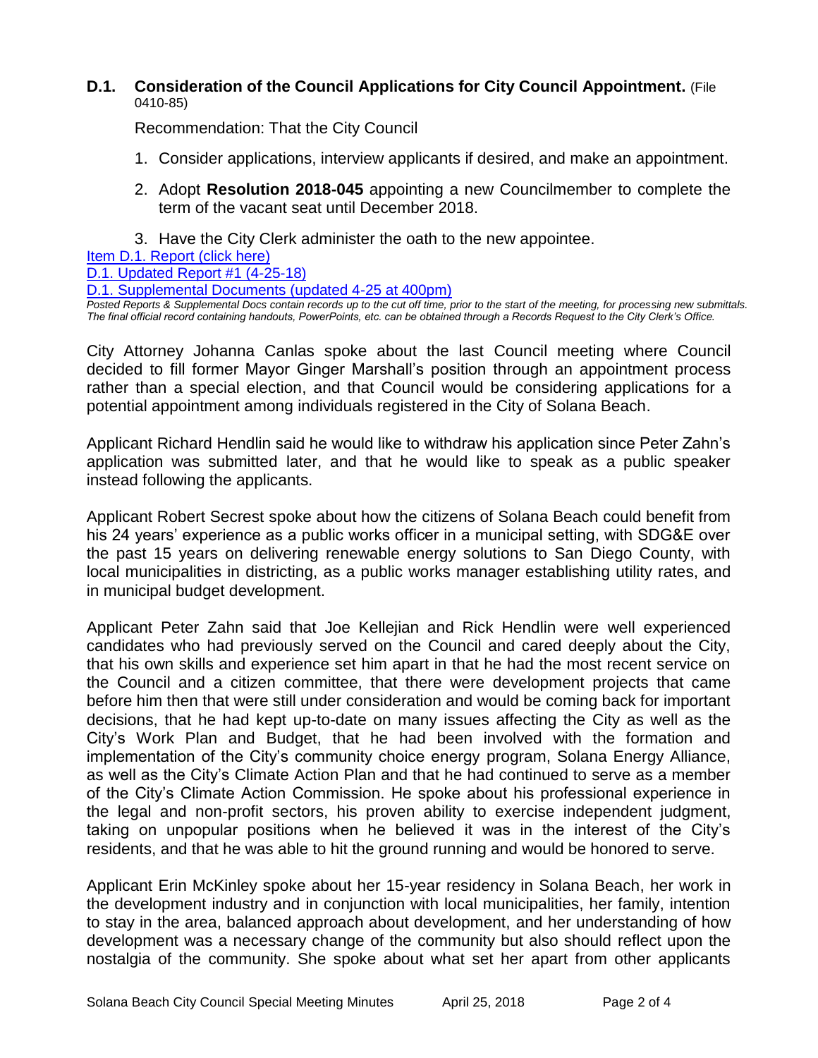**D.1. Consideration of the Council Applications for City Council Appointment.** (File 0410-85)

Recommendation: That the City Council

1. Consider applications, interview applicants if desired, and make an appointment.
2. Adopt **Resolution 2018-045** appointing a new Councilmember to complete the term of the vacant seat until December 2018.
3. Have the City Clerk administer the oath to the new appointee.

[Item D.1. Report (click here)]
[D.1. Updated Report #1 (4-25-18)]
[D.1. Supplemental Documents (updated 4-25 at 400pm)]

*Posted Reports & Supplemental Docs contain records up to the cut off time, prior to the start of the meeting, for processing new submittals. The final official record containing handouts, PowerPoints, etc. can be obtained through a Records Request to the City Clerk's Office.*

City Attorney Johanna Canlas spoke about the last Council meeting where Council decided to fill former Mayor Ginger Marshall's position through an appointment process rather than a special election, and that Council would be considering applications for a potential appointment among individuals registered in the City of Solana Beach.

Applicant Richard Hendlin said he would like to withdraw his application since Peter Zahn's application was submitted later, and that he would like to speak as a public speaker instead following the applicants.

Applicant Robert Secrest spoke about how the citizens of Solana Beach could benefit from his 24 years' experience as a public works officer in a municipal setting, with SDG&E over the past 15 years on delivering renewable energy solutions to San Diego County, with local municipalities in districting, as a public works manager establishing utility rates, and in municipal budget development.

Applicant Peter Zahn said that Joe Kellejian and Rick Hendlin were well experienced candidates who had previously served on the Council and cared deeply about the City, that his own skills and experience set him apart in that he had the most recent service on the Council and a citizen committee, that there were development projects that came before him then that were still under consideration and would be coming back for important decisions, that he had kept up-to-date on many issues affecting the City as well as the City's Work Plan and Budget, that he had been involved with the formation and implementation of the City's community choice energy program, Solana Energy Alliance, as well as the City's Climate Action Plan and that he had continued to serve as a member of the City's Climate Action Commission. He spoke about his professional experience in the legal and non-profit sectors, his proven ability to exercise independent judgment, taking on unpopular positions when he believed it was in the interest of the City's residents, and that he was able to hit the ground running and would be honored to serve.

Applicant Erin McKinley spoke about her 15-year residency in Solana Beach, her work in the development industry and in conjunction with local municipalities, her family, intention to stay in the area, balanced approach about development, and her understanding of how development was a necessary change of the community but also should reflect upon the nostalgia of the community. She spoke about what set her apart from other applicants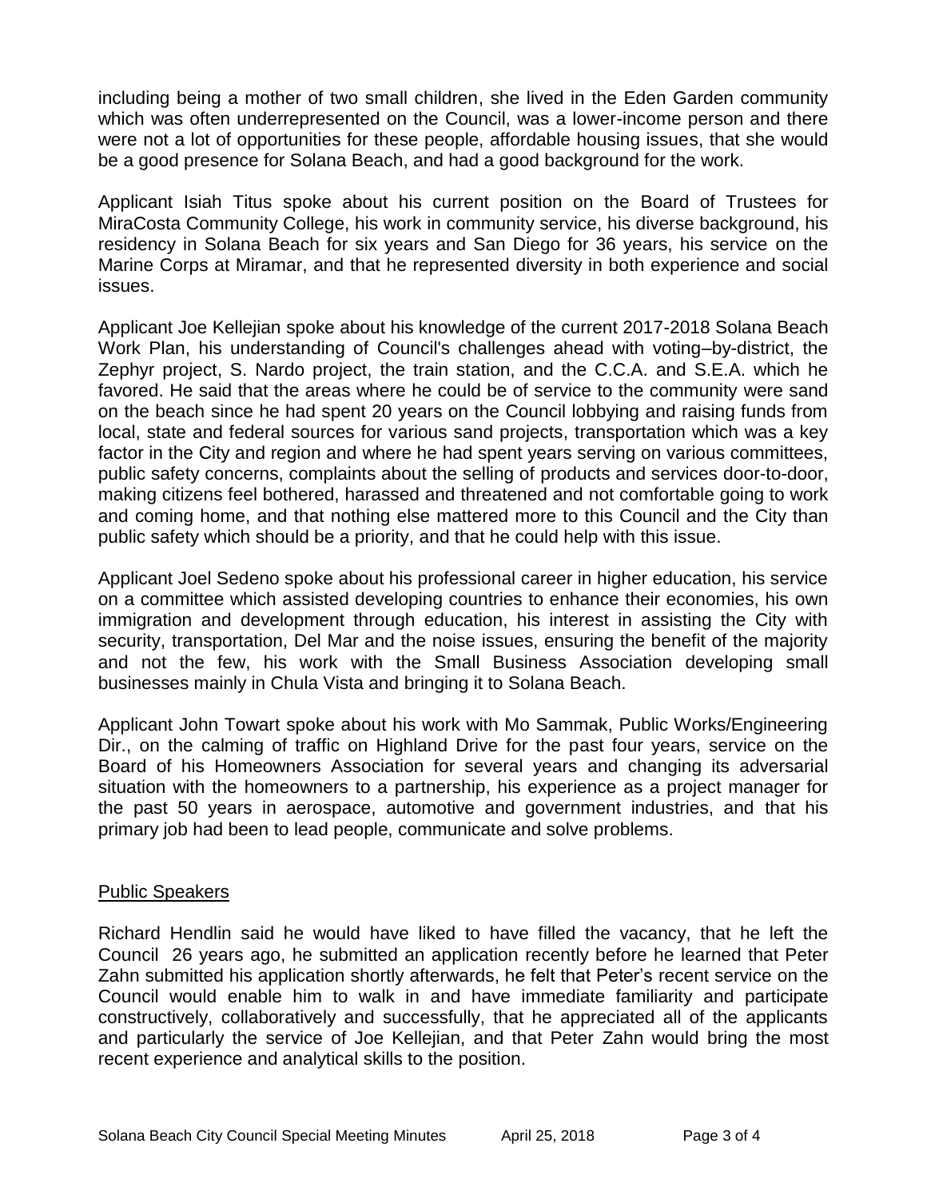including being a mother of two small children, she lived in the Eden Garden community which was often underrepresented on the Council, was a lower-income person and there were not a lot of opportunities for these people, affordable housing issues, that she would be a good presence for Solana Beach, and had a good background for the work.

Applicant Isiah Titus spoke about his current position on the Board of Trustees for MiraCosta Community College, his work in community service, his diverse background, his residency in Solana Beach for six years and San Diego for 36 years, his service on the Marine Corps at Miramar, and that he represented diversity in both experience and social issues.

Applicant Joe Kellejian spoke about his knowledge of the current 2017-2018 Solana Beach Work Plan, his understanding of Council's challenges ahead with voting–by-district, the Zephyr project, S. Nardo project, the train station, and the C.C.A. and S.E.A. which he favored. He said that the areas where he could be of service to the community were sand on the beach since he had spent 20 years on the Council lobbying and raising funds from local, state and federal sources for various sand projects, transportation which was a key factor in the City and region and where he had spent years serving on various committees, public safety concerns, complaints about the selling of products and services door-to-door, making citizens feel bothered, harassed and threatened and not comfortable going to work and coming home, and that nothing else mattered more to this Council and the City than public safety which should be a priority, and that he could help with this issue.

Applicant Joel Sedeno spoke about his professional career in higher education, his service on a committee which assisted developing countries to enhance their economies, his own immigration and development through education, his interest in assisting the City with security, transportation, Del Mar and the noise issues, ensuring the benefit of the majority and not the few, his work with the Small Business Association developing small businesses mainly in Chula Vista and bringing it to Solana Beach.

Applicant John Towart spoke about his work with Mo Sammak, Public Works/Engineering Dir., on the calming of traffic on Highland Drive for the past four years, service on the Board of his Homeowners Association for several years and changing its adversarial situation with the homeowners to a partnership, his experience as a project manager for the past 50 years in aerospace, automotive and government industries, and that his primary job had been to lead people, communicate and solve problems.

## Public Speakers

Richard Hendlin said he would have liked to have filled the vacancy, that he left the Council 26 years ago, he submitted an application recently before he learned that Peter Zahn submitted his application shortly afterwards, he felt that Peter's recent service on the Council would enable him to walk in and have immediate familiarity and participate constructively, collaboratively and successfully, that he appreciated all of the applicants and particularly the service of Joe Kellejian, and that Peter Zahn would bring the most recent experience and analytical skills to the position.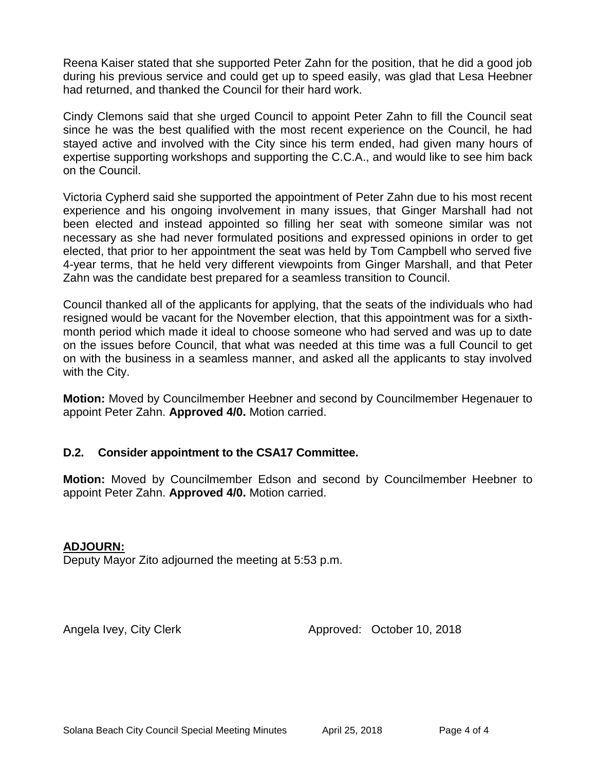Reena Kaiser stated that she supported Peter Zahn for the position, that he did a good job during his previous service and could get up to speed easily, was glad that Lesa Heebner had returned, and thanked the Council for their hard work.

Cindy Clemons said that she urged Council to appoint Peter Zahn to fill the Council seat since he was the best qualified with the most recent experience on the Council, he had stayed active and involved with the City since his term ended, had given many hours of expertise supporting workshops and supporting the C.C.A., and would like to see him back on the Council.

Victoria Cypherd said she supported the appointment of Peter Zahn due to his most recent experience and his ongoing involvement in many issues, that Ginger Marshall had not been elected and instead appointed so filling her seat with someone similar was not necessary as she had never formulated positions and expressed opinions in order to get elected, that prior to her appointment the seat was held by Tom Campbell who served five 4-year terms, that he held very different viewpoints from Ginger Marshall, and that Peter Zahn was the candidate best prepared for a seamless transition to Council.

Council thanked all of the applicants for applying, that the seats of the individuals who had resigned would be vacant for the November election, that this appointment was for a sixth-month period which made it ideal to choose someone who had served and was up to date on the issues before Council, that what was needed at this time was a full Council to get on with the business in a seamless manner, and asked all the applicants to stay involved with the City.

**Motion:** Moved by Councilmember Heebner and second by Councilmember Hegenauer to appoint Peter Zahn. **Approved 4/0.** Motion carried.

### D.2. Consider appointment to the CSA17 Committee.

**Motion:** Moved by Councilmember Edson and second by Councilmember Heebner to appoint Peter Zahn. **Approved 4/0.** Motion carried.

## ADJOURN:

Deputy Mayor Zito adjourned the meeting at 5:53 p.m.

Angela Ivey, City Clerk

Approved: October 10, 2018